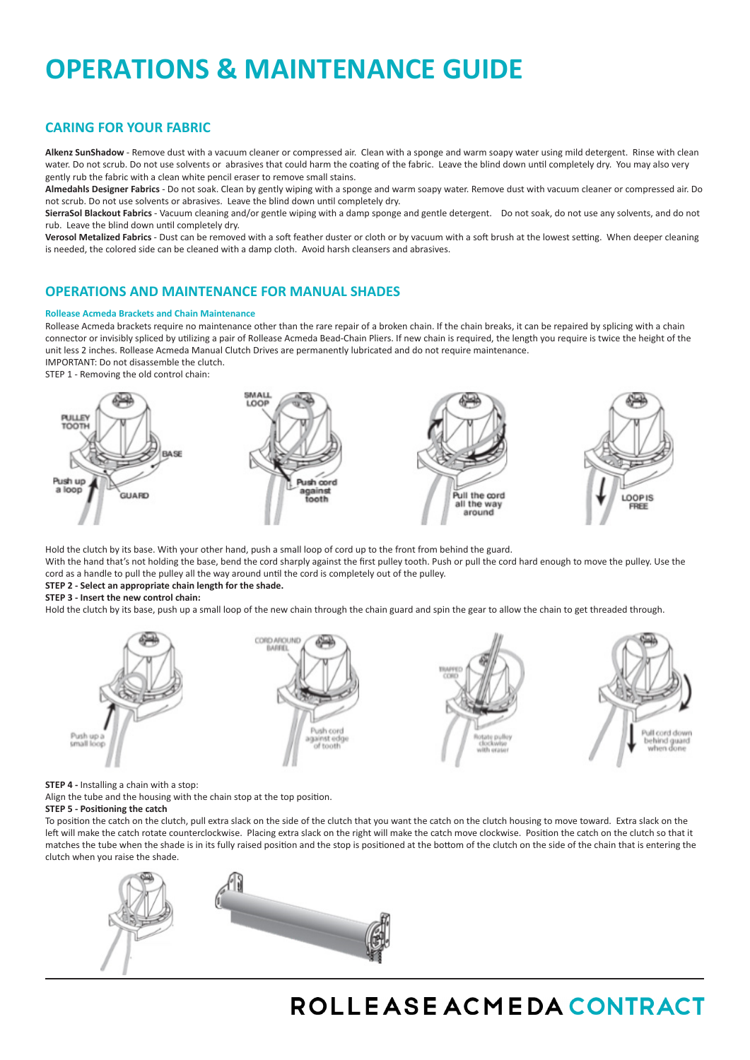# OPERATIONS & MAINTENANCE GUIDE

## CARING FOR YOUR FABRIC

**Alkenz SunShadow** - Remove dust with a vacuum cleaner or compressed air. Clean with a sponge and warm soapy water using mild detergent. Rinse with clean water. Do not scrub. Do not use solvents or abrasives that could harm the coating of the fabric. Leave the blind down until completely dry. You may also very gently rub the fabric with a clean white pencil eraser to remove small stains.

**Almedahls Designer Fabrics** - Do not soak. Clean by gently wiping with a sponge and warm soapy water. Remove dust with vacuum cleaner or compressed air. Do not scrub. Do not use solvents or abrasives. Leave the blind down until completely dry.

**SierraSol Blackout Fabrics** - Vacuum cleaning and/or gentle wiping with a damp sponge and gentle detergent. Do not soak, do not use any solvents, and do not rub. Leave the blind down until completely dry.

**Verosol Metalized Fabrics** - Dust can be removed with a soft feather duster or cloth or by vacuum with a soft brush at the lowest setting. When deeper cleaning is needed, the colored side can be cleaned with a damp cloth. Avoid harsh cleansers and abrasives.

## OPERATIONS AND MAINTENANCE FOR MANUAL SHADES

### Rollease Acmeda Brackets and Chain Maintenance

Rollease Acmeda brackets require no maintenance other than the rare repair of a broken chain. If the chain breaks, it can be repaired by splicing with a chain connector or invisibly spliced by utilizing a pair of Rollease Acmeda Bead-Chain Pliers. If new chain is required, the length you require is twice the height of the unit less 2 inches. Rollease Acmeda Manual Clutch Drives are permanently lubricated and do not require maintenance.

IMPORTANT: Do not disassemble the clutch.

STEP 1 - Removing the old control chain:

Hold the clutch by its base. With your other hand, push a small loop of cord up to the front from behind the guard.

With the hand that's not holding the base, bend the cord sharply against the first pulley tooth. Push or pull the cord hard enough to move the pulley. Use the cord as a handle to pull the pulley all the way around until the cord is completely out of the pulley.

**STEP 2 - Select an appropriate chain length for the shade.**

**STEP 3 - Insert the new control chain:**

Hold the clutch by its base, push up a small loop of the new chain through the chain guard and spin the gear to allow the chain to get threaded through.

**STEP 4 -** Installing a chain with a stop:

Align the tube and the housing with the chain stop at the top position.

**STEP 5 - Positioning the catch**

To position the catch on the clutch, pull extra slack on the side of the clutch that you want the catch on the clutch housing to move toward. Extra slack on the left will make the catch rotate counterclockwise. Placing extra slack on the right will make the catch move clockwise. Position the catch on the clutch so that it matches the tube when the shade is in its fully raised position and the stop is positioned at the bottom of the clutch on the side of the chain that is entering the clutch when you raise the shade.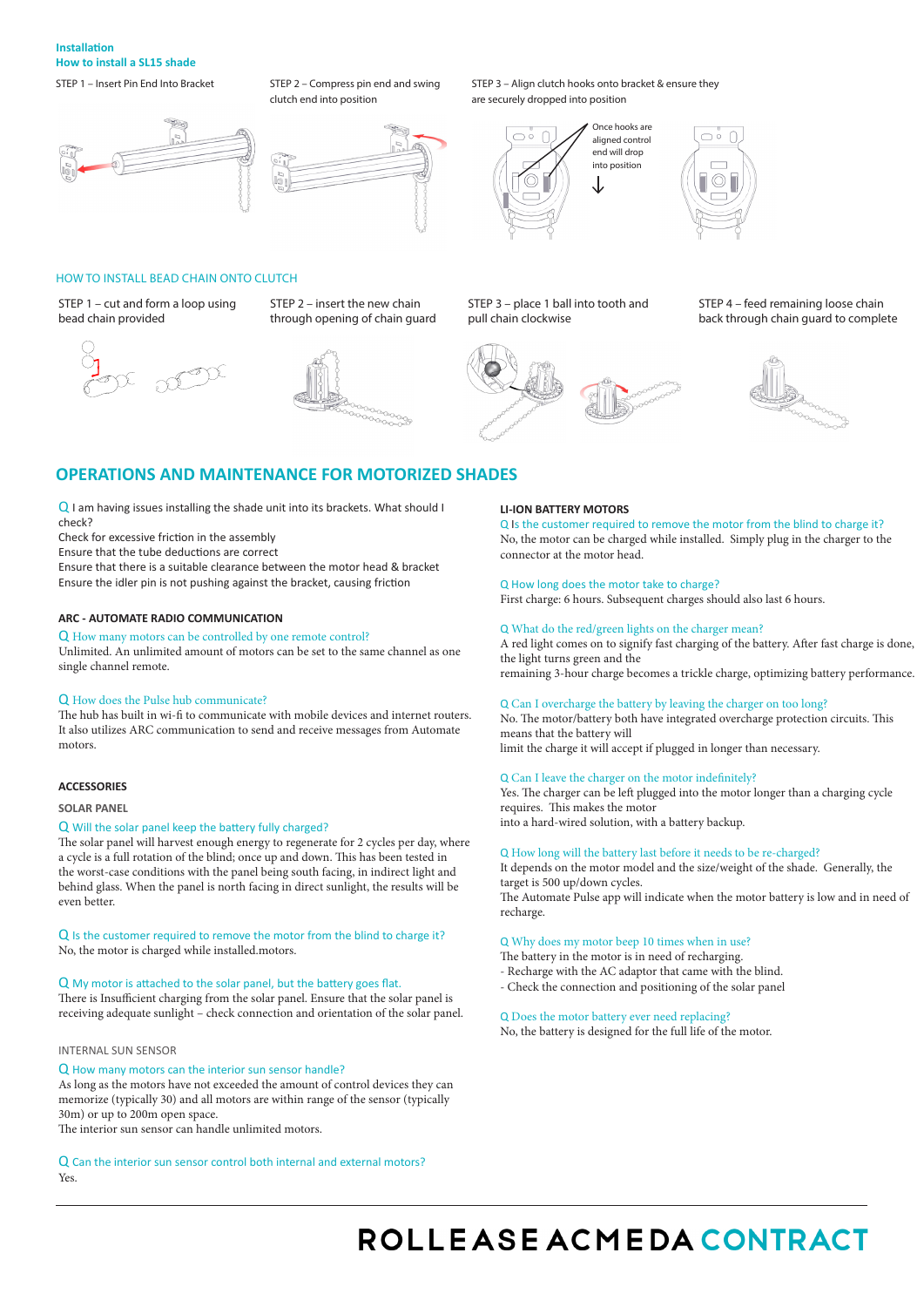## Installation
### How to install a SL15 shade

STEP 1 – Insert Pin End Into Bracket

STEP 2 – Compress pin end and swing clutch end into position

STEP 3 – Align clutch hooks onto bracket & ensure they are securely dropped into position

Once hooks are aligned control end will drop into position

### HOW TO INSTALL BEAD CHAIN ONTO CLUTCH

STEP 1 – cut and form a loop using bead chain provided

STEP 2 – insert the new chain through opening of chain guard

STEP 3 – place 1 ball into tooth and pull chain clockwise

STEP 4 – feed remaining loose chain back through chain guard to complete

## OPERATIONS AND MAINTENANCE FOR MOTORIZED SHADES

Q I am having issues installing the shade unit into its brackets. What should I check?
Check for excessive friction in the assembly
Ensure that the tube deductions are correct
Ensure that there is a suitable clearance between the motor head & bracket
Ensure the idler pin is not pushing against the bracket, causing friction

### ARC - AUTOMATE RADIO COMMUNICATION

Q How many motors can be controlled by one remote control?
Unlimited. An unlimited amount of motors can be set to the same channel as one single channel remote.

Q How does the Pulse hub communicate?
The hub has built in wi-fi to communicate with mobile devices and internet routers. It also utilizes ARC communication to send and receive messages from Automate motors.

### ACCESSORIES

#### SOLAR PANEL

Q Will the solar panel keep the battery fully charged?
The solar panel will harvest enough energy to regenerate for 2 cycles per day, where a cycle is a full rotation of the blind; once up and down. This has been tested in the worst-case conditions with the panel being south facing, in indirect light and behind glass. When the panel is north facing in direct sunlight, the results will be even better.

Q Is the customer required to remove the motor from the blind to charge it?
No, the motor is charged while installed.motors.

Q My motor is attached to the solar panel, but the battery goes flat.
There is Insufficient charging from the solar panel. Ensure that the solar panel is receiving adequate sunlight – check connection and orientation of the solar panel.

#### INTERNAL SUN SENSOR

Q How many motors can the interior sun sensor handle?
As long as the motors have not exceeded the amount of control devices they can memorize (typically 30) and all motors are within range of the sensor (typically 30m) or up to 200m open space.
The interior sun sensor can handle unlimited motors.

Q Can the interior sun sensor control both internal and external motors?
Yes.

### LI-ION BATTERY MOTORS

Q Is the customer required to remove the motor from the blind to charge it?
No, the motor can be charged while installed. Simply plug in the charger to the connector at the motor head.

Q How long does the motor take to charge?
First charge: 6 hours. Subsequent charges should also last 6 hours.

Q What do the red/green lights on the charger mean?
A red light comes on to signify fast charging of the battery. After fast charge is done, the light turns green and the
remaining 3-hour charge becomes a trickle charge, optimizing battery performance.

Q Can I overcharge the battery by leaving the charger on too long?
No. The motor/battery both have integrated overcharge protection circuits. This means that the battery will
limit the charge it will accept if plugged in longer than necessary.

Q Can I leave the charger on the motor indefinitely?
Yes. The charger can be left plugged into the motor longer than a charging cycle requires. This makes the motor
into a hard-wired solution, with a battery backup.

Q How long will the battery last before it needs to be re-charged?
It depends on the motor model and the size/weight of the shade. Generally, the target is 500 up/down cycles.
The Automate Pulse app will indicate when the motor battery is low and in need of recharge.

Q Why does my motor beep 10 times when in use?
The battery in the motor is in need of recharging.
- Recharge with the AC adaptor that came with the blind.
- Check the connection and positioning of the solar panel

Q Does the motor battery ever need replacing?
No, the battery is designed for the full life of the motor.

ROLLEASE ACMEDA CONTRACT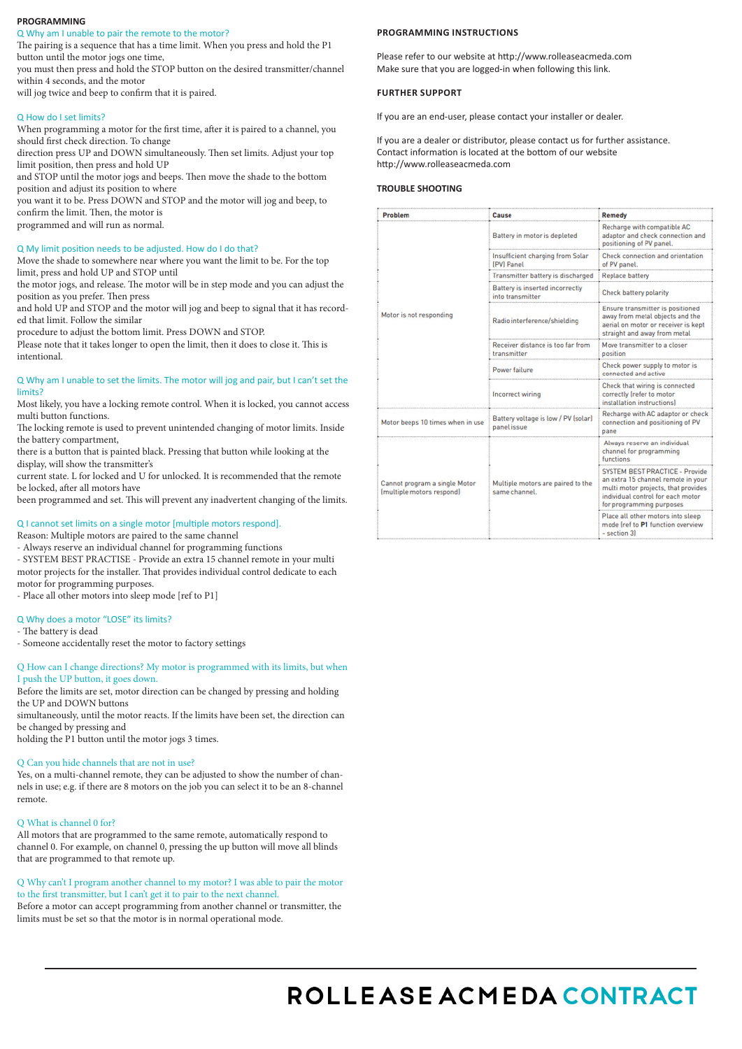## PROGRAMMING

Q Why am I unable to pair the remote to the motor?

The pairing is a sequence that has a time limit. When you press and hold the P1 button until the motor jogs one time,
you must then press and hold the STOP button on the desired transmitter/channel within 4 seconds, and the motor
will jog twice and beep to confirm that it is paired.

Q How do I set limits?

When programming a motor for the first time, after it is paired to a channel, you should first check direction. To change
direction press UP and DOWN simultaneously. Then set limits. Adjust your top limit position, then press and hold UP
and STOP until the motor jogs and beeps. Then move the shade to the bottom position and adjust its position to where
you want it to be. Press DOWN and STOP and the motor will jog and beep, to confirm the limit. Then, the motor is
programmed and will run as normal.

Q My limit position needs to be adjusted. How do I do that?

Move the shade to somewhere near where you want the limit to be. For the top limit, press and hold UP and STOP until
the motor jogs, and release. The motor will be in step mode and you can adjust the position as you prefer. Then press
and hold UP and STOP and the motor will jog and beep to signal that it has recorded that limit. Follow the similar
procedure to adjust the bottom limit. Press DOWN and STOP.
Please note that it takes longer to open the limit, then it does to close it. This is intentional.

Q Why am I unable to set the limits. The motor will jog and pair, but I can't set the limits?

Most likely, you have a locking remote control. When it is locked, you cannot access multi button functions.
The locking remote is used to prevent unintended changing of motor limits. Inside the battery compartment,
there is a button that is painted black. Pressing that button while looking at the display, will show the transmitter's
current state. L for locked and U for unlocked. It is recommended that the remote be locked, after all motors have
been programmed and set. This will prevent any inadvertent changing of the limits.

Q I cannot set limits on a single motor [multiple motors respond].

Reason: Multiple motors are paired to the same channel
- Always reserve an individual channel for programming functions
- SYSTEM BEST PRACTISE - Provide an extra 15 channel remote in your multi motor projects for the installer. That provides individual control dedicate to each motor for programming purposes.
- Place all other motors into sleep mode [ref to P1]

Q Why does a motor "LOSE" its limits?

- The battery is dead
- Someone accidentally reset the motor to factory settings

Q How can I change directions? My motor is programmed with its limits, but when I push the UP button, it goes down.

Before the limits are set, motor direction can be changed by pressing and holding the UP and DOWN buttons
simultaneously, until the motor reacts. If the limits have been set, the direction can be changed by pressing and
holding the P1 button until the motor jogs 3 times.

Q Can you hide channels that are not in use?

Yes, on a multi-channel remote, they can be adjusted to show the number of channels in use; e.g. if there are 8 motors on the job you can select it to be an 8-channel remote.

Q What is channel 0 for?

All motors that are programmed to the same remote, automatically respond to channel 0. For example, on channel 0, pressing the up button will move all blinds that are programmed to that remote up.

Q Why can't I program another channel to my motor? I was able to pair the motor to the first transmitter, but I can't get it to pair to the next channel.

Before a motor can accept programming from another channel or transmitter, the limits must be set so that the motor is in normal operational mode.

## PROGRAMMING INSTRUCTIONS

Please refer to our website at http://www.rolleaseacmeda.com
Make sure that you are logged-in when following this link.

## FURTHER SUPPORT

If you are an end-user, please contact your installer or dealer.

If you are a dealer or distributor, please contact us for further assistance.
Contact information is located at the bottom of our website http://www.rolleaseacmeda.com

## TROUBLE SHOOTING

| Problem | Cause | Remedy |
|---|---|---|
| Motor is not responding | Battery in motor is depleted | Recharge with compatible AC adaptor and check connection and positioning of PV panel. |
| | Insufficient charging from Solar [PV] Panel | Check connection and orientation of PV panel. |
| | Transmitter battery is discharged | Replace battery |
| | Battery is inserted incorrectly into transmitter | Check battery polarity |
| | Radio interference/shielding | Ensure transmitter is positioned away from metal objects and the aerial on motor or receiver is kept straight and away from metal |
| | Receiver distance is too far from transmitter | Move transmitter to a closer position |
| | Power failure | Check power supply to motor is connected and active |
| | Incorrect wiring | Check that wiring is connected correctly [refer to motor installation instructions] |
| Motor beeps 10 times when in use | Battery voltage is low / PV [solar] panel issue | Recharge with AC adaptor or check connection and positioning of PV pane |
| Cannot program a single Motor [multiple motors respond] | Multiple motors are paired to the same channel. | Always reserve an individual channel for programming functions |
| | | SYSTEM BEST PRACTICE - Provide an extra 15 channel remote in your multi motor projects, that provides individual control for each motor for programming purposes |
| | | Place all other motors into sleep mode [ref to **P1** function overview - section 3] |

ROLLEASE ACMEDA CONTRACT